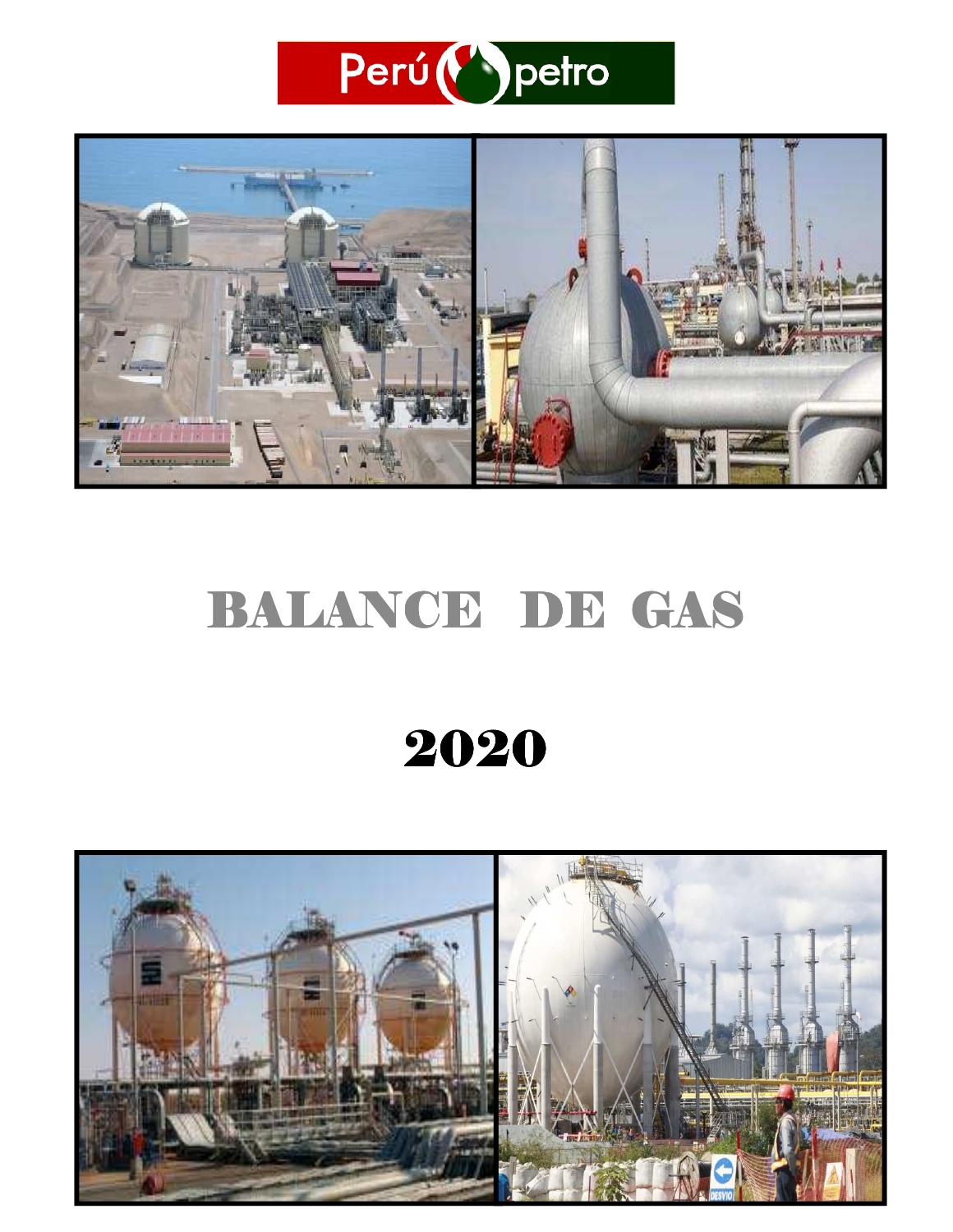Perú petro

# BALANCE DE GAS

# 2020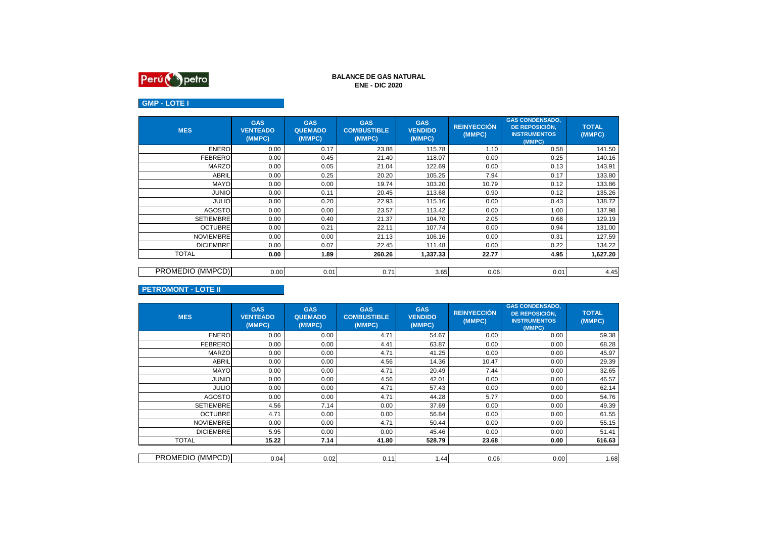Perú petro

**BALANCE DE GAS NATURAL**
**ENE - DIC 2020**

## GMP - LOTE I

| MES | GAS VENTEADO (MMPC) | GAS QUEMADO (MMPC) | GAS COMBUSTIBLE (MMPC) | GAS VENDIDO (MMPC) | REINYECCIÓN (MMPC) | GAS CONDENSADO, DE REPOSICIÓN, INSTRUMENTOS (MMPC) | TOTAL (MMPC) |
|---|---|---|---|---|---|---|---|
| ENERO | 0.00 | 0.17 | 23.88 | 115.78 | 1.10 | 0.58 | 141.50 |
| FEBRERO | 0.00 | 0.45 | 21.40 | 118.07 | 0.00 | 0.25 | 140.16 |
| MARZO | 0.00 | 0.05 | 21.04 | 122.69 | 0.00 | 0.13 | 143.91 |
| ABRIL | 0.00 | 0.25 | 20.20 | 105.25 | 7.94 | 0.17 | 133.80 |
| MAYO | 0.00 | 0.00 | 19.74 | 103.20 | 10.79 | 0.12 | 133.86 |
| JUNIO | 0.00 | 0.11 | 20.45 | 113.68 | 0.90 | 0.12 | 135.26 |
| JULIO | 0.00 | 0.20 | 22.93 | 115.16 | 0.00 | 0.43 | 138.72 |
| AGOSTO | 0.00 | 0.00 | 23.57 | 113.42 | 0.00 | 1.00 | 137.98 |
| SETIEMBRE | 0.00 | 0.40 | 21.37 | 104.70 | 2.05 | 0.68 | 129.19 |
| OCTUBRE | 0.00 | 0.21 | 22.11 | 107.74 | 0.00 | 0.94 | 131.00 |
| NOVIEMBRE | 0.00 | 0.00 | 21.13 | 106.16 | 0.00 | 0.31 | 127.59 |
| DICIEMBRE | 0.00 | 0.07 | 22.45 | 111.48 | 0.00 | 0.22 | 134.22 |
| TOTAL | **0.00** | **1.89** | **260.26** | **1,337.33** | **22.77** | **4.95** | **1,627.20** |
| PROMEDIO (MMPCD) | 0.00 | 0.01 | 0.71 | 3.65 | 0.06 | 0.01 | 4.45 |

## PETROMONT - LOTE II

| MES | GAS VENTEADO (MMPC) | GAS QUEMADO (MMPC) | GAS COMBUSTIBLE (MMPC) | GAS VENDIDO (MMPC) | REINYECCIÓN (MMPC) | GAS CONDENSADO, DE REPOSICIÓN, INSTRUMENTOS (MMPC) | TOTAL (MMPC) |
|---|---|---|---|---|---|---|---|
| ENERO | 0.00 | 0.00 | 4.71 | 54.67 | 0.00 | 0.00 | 59.38 |
| FEBRERO | 0.00 | 0.00 | 4.41 | 63.87 | 0.00 | 0.00 | 68.28 |
| MARZO | 0.00 | 0.00 | 4.71 | 41.25 | 0.00 | 0.00 | 45.97 |
| ABRIL | 0.00 | 0.00 | 4.56 | 14.36 | 10.47 | 0.00 | 29.39 |
| MAYO | 0.00 | 0.00 | 4.71 | 20.49 | 7.44 | 0.00 | 32.65 |
| JUNIO | 0.00 | 0.00 | 4.56 | 42.01 | 0.00 | 0.00 | 46.57 |
| JULIO | 0.00 | 0.00 | 4.71 | 57.43 | 0.00 | 0.00 | 62.14 |
| AGOSTO | 0.00 | 0.00 | 4.71 | 44.28 | 5.77 | 0.00 | 54.76 |
| SETIEMBRE | 4.56 | 7.14 | 0.00 | 37.69 | 0.00 | 0.00 | 49.39 |
| OCTUBRE | 4.71 | 0.00 | 0.00 | 56.84 | 0.00 | 0.00 | 61.55 |
| NOVIEMBRE | 0.00 | 0.00 | 4.71 | 50.44 | 0.00 | 0.00 | 55.15 |
| DICIEMBRE | 5.95 | 0.00 | 0.00 | 45.46 | 0.00 | 0.00 | 51.41 |
| TOTAL | **15.22** | **7.14** | **41.80** | **528.79** | **23.68** | **0.00** | **616.63** |
| PROMEDIO (MMPCD) | 0.04 | 0.02 | 0.11 | 1.44 | 0.06 | 0.00 | 1.68 |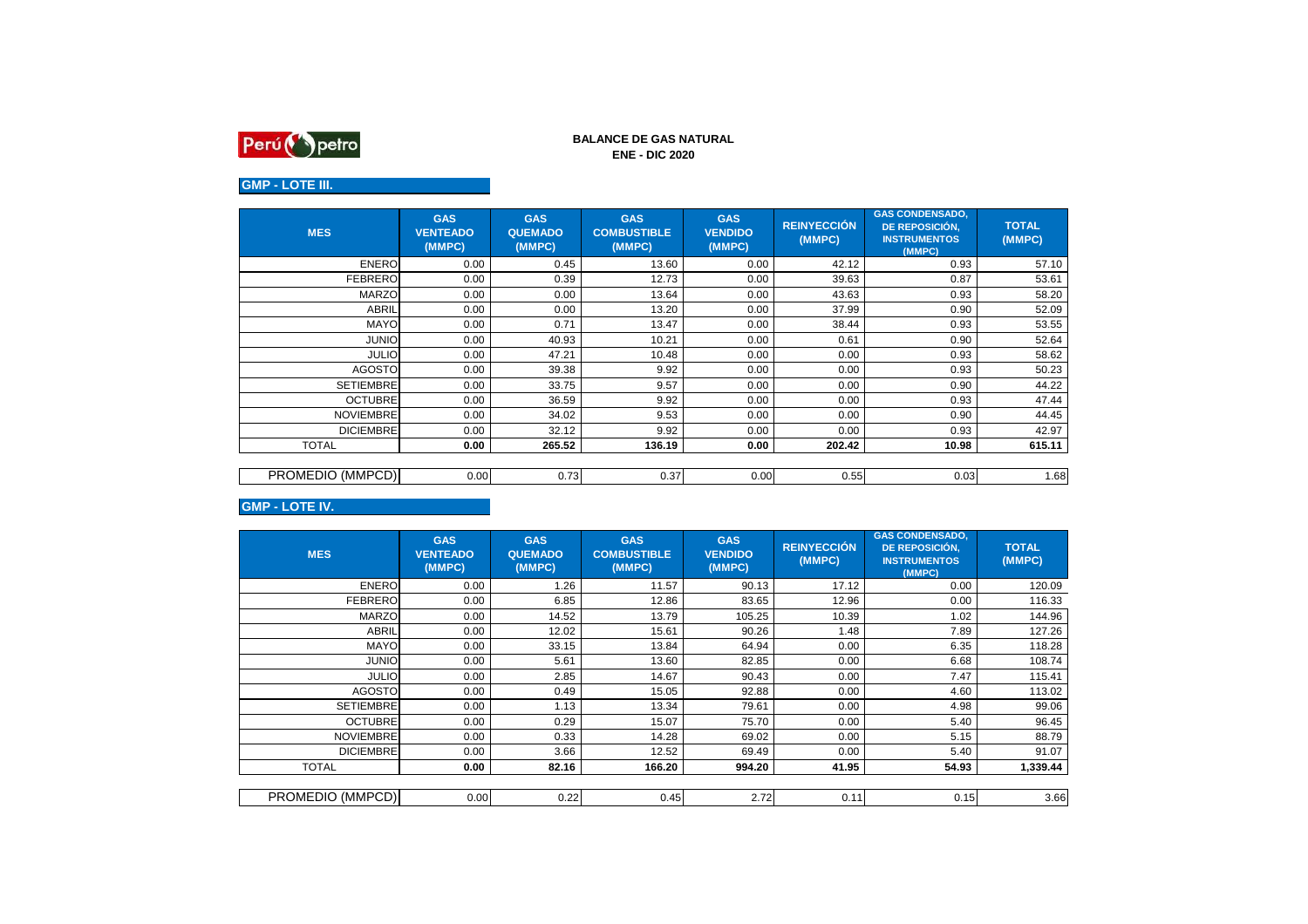Perú petro

# BALANCE DE GAS NATURAL
## ENE - DIC 2020

### GMP - LOTE III.

| MES | GAS VENTEADO (MMPC) | GAS QUEMADO (MMPC) | GAS COMBUSTIBLE (MMPC) | GAS VENDIDO (MMPC) | REINYECCIÓN (MMPC) | GAS CONDENSADO, DE REPOSICIÓN, INSTRUMENTOS (MMPC) | TOTAL (MMPC) |
|---|---|---|---|---|---|---|---|
| ENERO | 0.00 | 0.45 | 13.60 | 0.00 | 42.12 | 0.93 | 57.10 |
| FEBRERO | 0.00 | 0.39 | 12.73 | 0.00 | 39.63 | 0.87 | 53.61 |
| MARZO | 0.00 | 0.00 | 13.64 | 0.00 | 43.63 | 0.93 | 58.20 |
| ABRIL | 0.00 | 0.00 | 13.20 | 0.00 | 37.99 | 0.90 | 52.09 |
| MAYO | 0.00 | 0.71 | 13.47 | 0.00 | 38.44 | 0.93 | 53.55 |
| JUNIO | 0.00 | 40.93 | 10.21 | 0.00 | 0.61 | 0.90 | 52.64 |
| JULIO | 0.00 | 47.21 | 10.48 | 0.00 | 0.00 | 0.93 | 58.62 |
| AGOSTO | 0.00 | 39.38 | 9.92 | 0.00 | 0.00 | 0.93 | 50.23 |
| SETIEMBRE | 0.00 | 33.75 | 9.57 | 0.00 | 0.00 | 0.90 | 44.22 |
| OCTUBRE | 0.00 | 36.59 | 9.92 | 0.00 | 0.00 | 0.93 | 47.44 |
| NOVIEMBRE | 0.00 | 34.02 | 9.53 | 0.00 | 0.00 | 0.90 | 44.45 |
| DICIEMBRE | 0.00 | 32.12 | 9.92 | 0.00 | 0.00 | 0.93 | 42.97 |
| TOTAL | **0.00** | **265.52** | **136.19** | **0.00** | **202.42** | **10.98** | **615.11** |
| PROMEDIO (MMPCD) | 0.00 | 0.73 | 0.37 | 0.00 | 0.55 | 0.03 | 1.68 |

### GMP - LOTE IV.

| MES | GAS VENTEADO (MMPC) | GAS QUEMADO (MMPC) | GAS COMBUSTIBLE (MMPC) | GAS VENDIDO (MMPC) | REINYECCIÓN (MMPC) | GAS CONDENSADO, DE REPOSICIÓN, INSTRUMENTOS (MMPC) | TOTAL (MMPC) |
|---|---|---|---|---|---|---|---|
| ENERO | 0.00 | 1.26 | 11.57 | 90.13 | 17.12 | 0.00 | 120.09 |
| FEBRERO | 0.00 | 6.85 | 12.86 | 83.65 | 12.96 | 0.00 | 116.33 |
| MARZO | 0.00 | 14.52 | 13.79 | 105.25 | 10.39 | 1.02 | 144.96 |
| ABRIL | 0.00 | 12.02 | 15.61 | 90.26 | 1.48 | 7.89 | 127.26 |
| MAYO | 0.00 | 33.15 | 13.84 | 64.94 | 0.00 | 6.35 | 118.28 |
| JUNIO | 0.00 | 5.61 | 13.60 | 82.85 | 0.00 | 6.68 | 108.74 |
| JULIO | 0.00 | 2.85 | 14.67 | 90.43 | 0.00 | 7.47 | 115.41 |
| AGOSTO | 0.00 | 0.49 | 15.05 | 92.88 | 0.00 | 4.60 | 113.02 |
| SETIEMBRE | 0.00 | 1.13 | 13.34 | 79.61 | 0.00 | 4.98 | 99.06 |
| OCTUBRE | 0.00 | 0.29 | 15.07 | 75.70 | 0.00 | 5.40 | 96.45 |
| NOVIEMBRE | 0.00 | 0.33 | 14.28 | 69.02 | 0.00 | 5.15 | 88.79 |
| DICIEMBRE | 0.00 | 3.66 | 12.52 | 69.49 | 0.00 | 5.40 | 91.07 |
| TOTAL | **0.00** | **82.16** | **166.20** | **994.20** | **41.95** | **54.93** | **1,339.44** |
| PROMEDIO (MMPCD) | 0.00 | 0.22 | 0.45 | 2.72 | 0.11 | 0.15 | 3.66 |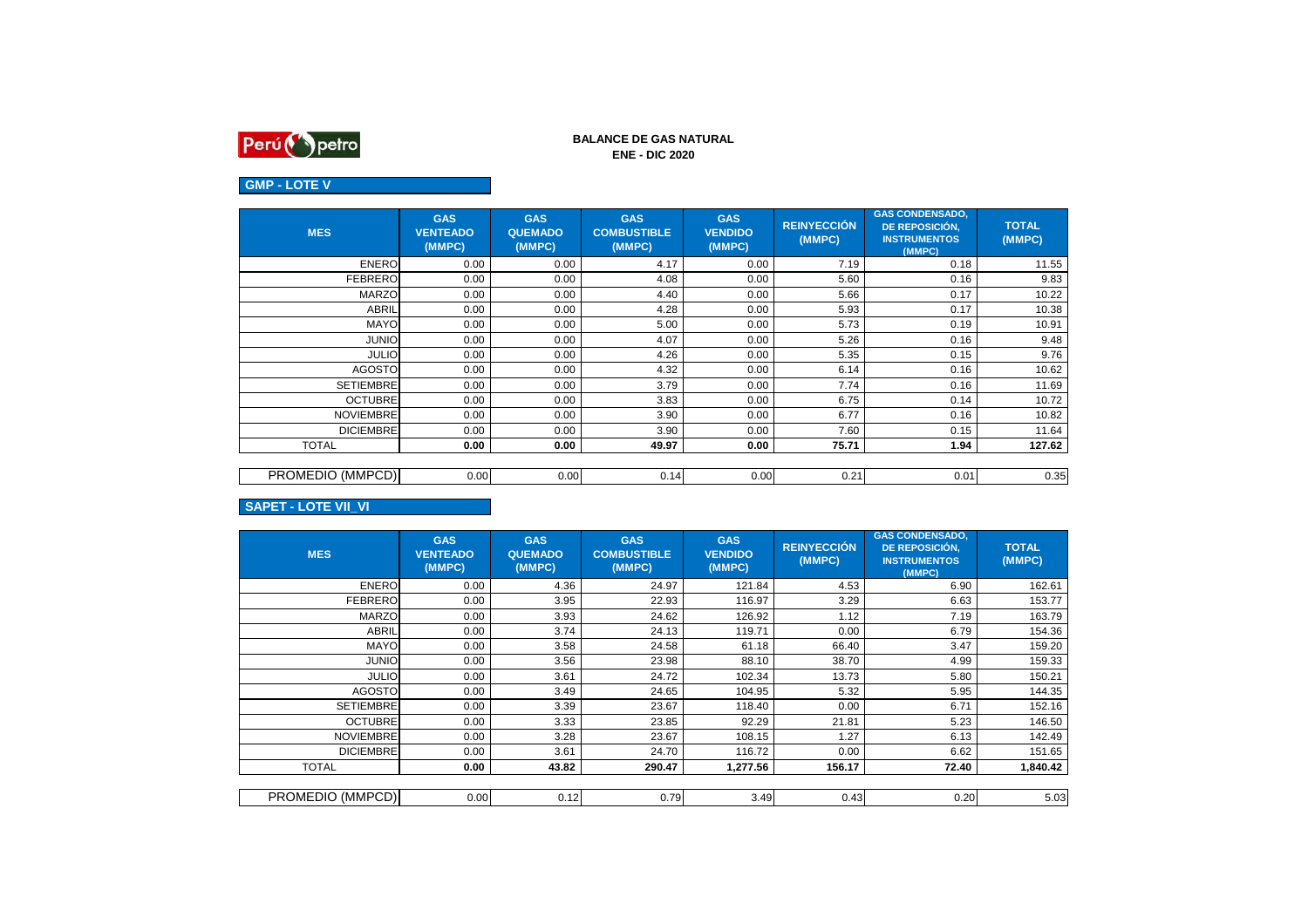Perú petro

# BALANCE DE GAS NATURAL
## ENE - DIC 2020

### GMP - LOTE V

| MES | GAS VENTEADO (MMPC) | GAS QUEMADO (MMPC) | GAS COMBUSTIBLE (MMPC) | GAS VENDIDO (MMPC) | REINYECCIÓN (MMPC) | GAS CONDENSADO, DE REPOSICIÓN, INSTRUMENTOS (MMPC) | TOTAL (MMPC) |
|---|---|---|---|---|---|---|---|
| ENERO | 0.00 | 0.00 | 4.17 | 0.00 | 7.19 | 0.18 | 11.55 |
| FEBRERO | 0.00 | 0.00 | 4.08 | 0.00 | 5.60 | 0.16 | 9.83 |
| MARZO | 0.00 | 0.00 | 4.40 | 0.00 | 5.66 | 0.17 | 10.22 |
| ABRIL | 0.00 | 0.00 | 4.28 | 0.00 | 5.93 | 0.17 | 10.38 |
| MAYO | 0.00 | 0.00 | 5.00 | 0.00 | 5.73 | 0.19 | 10.91 |
| JUNIO | 0.00 | 0.00 | 4.07 | 0.00 | 5.26 | 0.16 | 9.48 |
| JULIO | 0.00 | 0.00 | 4.26 | 0.00 | 5.35 | 0.15 | 9.76 |
| AGOSTO | 0.00 | 0.00 | 4.32 | 0.00 | 6.14 | 0.16 | 10.62 |
| SETIEMBRE | 0.00 | 0.00 | 3.79 | 0.00 | 7.74 | 0.16 | 11.69 |
| OCTUBRE | 0.00 | 0.00 | 3.83 | 0.00 | 6.75 | 0.14 | 10.72 |
| NOVIEMBRE | 0.00 | 0.00 | 3.90 | 0.00 | 6.77 | 0.16 | 10.82 |
| DICIEMBRE | 0.00 | 0.00 | 3.90 | 0.00 | 7.60 | 0.15 | 11.64 |
| TOTAL | **0.00** | **0.00** | **49.97** | **0.00** | **75.71** | **1.94** | **127.62** |
| PROMEDIO (MMPCD) | 0.00 | 0.00 | 0.14 | 0.00 | 0.21 | 0.01 | 0.35 |

### SAPET - LOTE VII_VI

| MES | GAS VENTEADO (MMPC) | GAS QUEMADO (MMPC) | GAS COMBUSTIBLE (MMPC) | GAS VENDIDO (MMPC) | REINYECCIÓN (MMPC) | GAS CONDENSADO, DE REPOSICIÓN, INSTRUMENTOS (MMPC) | TOTAL (MMPC) |
|---|---|---|---|---|---|---|---|
| ENERO | 0.00 | 4.36 | 24.97 | 121.84 | 4.53 | 6.90 | 162.61 |
| FEBRERO | 0.00 | 3.95 | 22.93 | 116.97 | 3.29 | 6.63 | 153.77 |
| MARZO | 0.00 | 3.93 | 24.62 | 126.92 | 1.12 | 7.19 | 163.79 |
| ABRIL | 0.00 | 3.74 | 24.13 | 119.71 | 0.00 | 6.79 | 154.36 |
| MAYO | 0.00 | 3.58 | 24.58 | 61.18 | 66.40 | 3.47 | 159.20 |
| JUNIO | 0.00 | 3.56 | 23.98 | 88.10 | 38.70 | 4.99 | 159.33 |
| JULIO | 0.00 | 3.61 | 24.72 | 102.34 | 13.73 | 5.80 | 150.21 |
| AGOSTO | 0.00 | 3.49 | 24.65 | 104.95 | 5.32 | 5.95 | 144.35 |
| SETIEMBRE | 0.00 | 3.39 | 23.67 | 118.40 | 0.00 | 6.71 | 152.16 |
| OCTUBRE | 0.00 | 3.33 | 23.85 | 92.29 | 21.81 | 5.23 | 146.50 |
| NOVIEMBRE | 0.00 | 3.28 | 23.67 | 108.15 | 1.27 | 6.13 | 142.49 |
| DICIEMBRE | 0.00 | 3.61 | 24.70 | 116.72 | 0.00 | 6.62 | 151.65 |
| TOTAL | **0.00** | **43.82** | **290.47** | **1,277.56** | **156.17** | **72.40** | **1,840.42** |
| PROMEDIO (MMPCD) | 0.00 | 0.12 | 0.79 | 3.49 | 0.43 | 0.20 | 5.03 |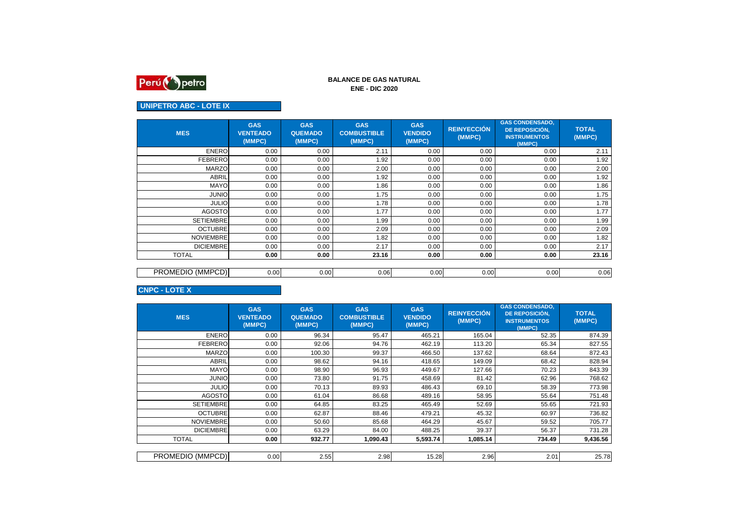Perú petro

**BALANCE DE GAS NATURAL**
**ENE - DIC 2020**

## UNIPETRO ABC - LOTE IX

| MES | GAS VENTEADO (MMPC) | GAS QUEMADO (MMPC) | GAS COMBUSTIBLE (MMPC) | GAS VENDIDO (MMPC) | REINYECCIÓN (MMPC) | GAS CONDENSADO, DE REPOSICIÓN, INSTRUMENTOS (MMPC) | TOTAL (MMPC) |
|---|---|---|---|---|---|---|---|
| ENERO | 0.00 | 0.00 | 2.11 | 0.00 | 0.00 | 0.00 | 2.11 |
| FEBRERO | 0.00 | 0.00 | 1.92 | 0.00 | 0.00 | 0.00 | 1.92 |
| MARZO | 0.00 | 0.00 | 2.00 | 0.00 | 0.00 | 0.00 | 2.00 |
| ABRIL | 0.00 | 0.00 | 1.92 | 0.00 | 0.00 | 0.00 | 1.92 |
| MAYO | 0.00 | 0.00 | 1.86 | 0.00 | 0.00 | 0.00 | 1.86 |
| JUNIO | 0.00 | 0.00 | 1.75 | 0.00 | 0.00 | 0.00 | 1.75 |
| JULIO | 0.00 | 0.00 | 1.78 | 0.00 | 0.00 | 0.00 | 1.78 |
| AGOSTO | 0.00 | 0.00 | 1.77 | 0.00 | 0.00 | 0.00 | 1.77 |
| SETIEMBRE | 0.00 | 0.00 | 1.99 | 0.00 | 0.00 | 0.00 | 1.99 |
| OCTUBRE | 0.00 | 0.00 | 2.09 | 0.00 | 0.00 | 0.00 | 2.09 |
| NOVIEMBRE | 0.00 | 0.00 | 1.82 | 0.00 | 0.00 | 0.00 | 1.82 |
| DICIEMBRE | 0.00 | 0.00 | 2.17 | 0.00 | 0.00 | 0.00 | 2.17 |
| TOTAL | **0.00** | **0.00** | **23.16** | **0.00** | **0.00** | **0.00** | **23.16** |
| PROMEDIO (MMPCD) | 0.00 | 0.00 | 0.06 | 0.00 | 0.00 | 0.00 | 0.06 |

## CNPC - LOTE X

| MES | GAS VENTEADO (MMPC) | GAS QUEMADO (MMPC) | GAS COMBUSTIBLE (MMPC) | GAS VENDIDO (MMPC) | REINYECCIÓN (MMPC) | GAS CONDENSADO, DE REPOSICIÓN, INSTRUMENTOS (MMPC) | TOTAL (MMPC) |
|---|---|---|---|---|---|---|---|
| ENERO | 0.00 | 96.34 | 95.47 | 465.21 | 165.04 | 52.35 | 874.39 |
| FEBRERO | 0.00 | 92.06 | 94.76 | 462.19 | 113.20 | 65.34 | 827.55 |
| MARZO | 0.00 | 100.30 | 99.37 | 466.50 | 137.62 | 68.64 | 872.43 |
| ABRIL | 0.00 | 98.62 | 94.16 | 418.65 | 149.09 | 68.42 | 828.94 |
| MAYO | 0.00 | 98.90 | 96.93 | 449.67 | 127.66 | 70.23 | 843.39 |
| JUNIO | 0.00 | 73.80 | 91.75 | 458.69 | 81.42 | 62.96 | 768.62 |
| JULIO | 0.00 | 70.13 | 89.93 | 486.43 | 69.10 | 58.39 | 773.98 |
| AGOSTO | 0.00 | 61.04 | 86.68 | 489.16 | 58.95 | 55.64 | 751.48 |
| SETIEMBRE | 0.00 | 64.85 | 83.25 | 465.49 | 52.69 | 55.65 | 721.93 |
| OCTUBRE | 0.00 | 62.87 | 88.46 | 479.21 | 45.32 | 60.97 | 736.82 |
| NOVIEMBRE | 0.00 | 50.60 | 85.68 | 464.29 | 45.67 | 59.52 | 705.77 |
| DICIEMBRE | 0.00 | 63.29 | 84.00 | 488.25 | 39.37 | 56.37 | 731.28 |
| TOTAL | **0.00** | **932.77** | **1,090.43** | **5,593.74** | **1,085.14** | **734.49** | **9,436.56** |
| PROMEDIO (MMPCD) | 0.00 | 2.55 | 2.98 | 15.28 | 2.96 | 2.01 | 25.78 |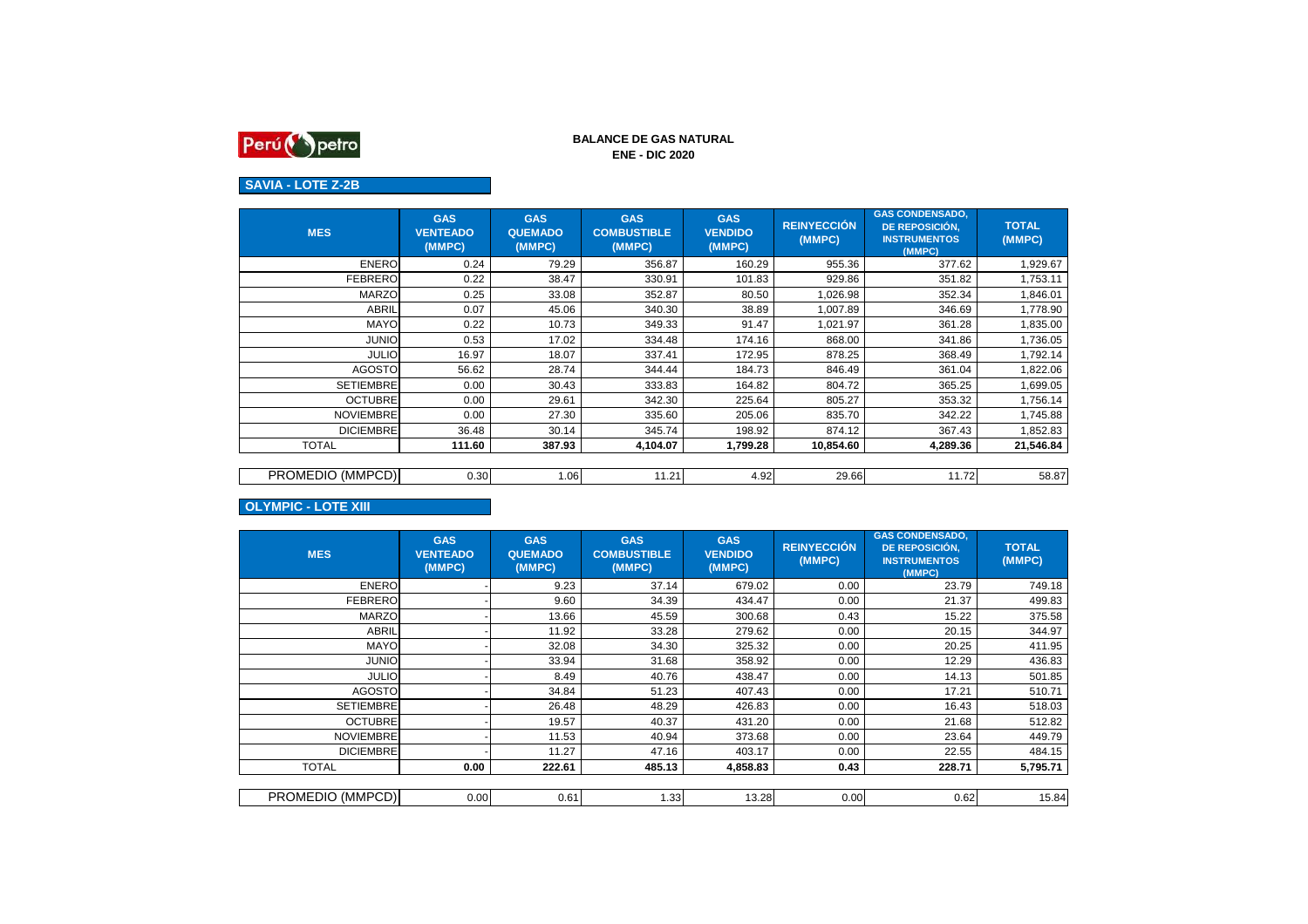# BALANCE DE GAS NATURAL
## ENE - DIC 2020

### SAVIA - LOTE Z-2B

| MES | GAS VENTEADO (MMPC) | GAS QUEMADO (MMPC) | GAS COMBUSTIBLE (MMPC) | GAS VENDIDO (MMPC) | REINYECCIÓN (MMPC) | GAS CONDENSADO, DE REPOSICIÓN, INSTRUMENTOS (MMPC) | TOTAL (MMPC) |
|---|---|---|---|---|---|---|---|
| ENERO | 0.24 | 79.29 | 356.87 | 160.29 | 955.36 | 377.62 | 1,929.67 |
| FEBRERO | 0.22 | 38.47 | 330.91 | 101.83 | 929.86 | 351.82 | 1,753.11 |
| MARZO | 0.25 | 33.08 | 352.87 | 80.50 | 1,026.98 | 352.34 | 1,846.01 |
| ABRIL | 0.07 | 45.06 | 340.30 | 38.89 | 1,007.89 | 346.69 | 1,778.90 |
| MAYO | 0.22 | 10.73 | 349.33 | 91.47 | 1,021.97 | 361.28 | 1,835.00 |
| JUNIO | 0.53 | 17.02 | 334.48 | 174.16 | 868.00 | 341.86 | 1,736.05 |
| JULIO | 16.97 | 18.07 | 337.41 | 172.95 | 878.25 | 368.49 | 1,792.14 |
| AGOSTO | 56.62 | 28.74 | 344.44 | 184.73 | 846.49 | 361.04 | 1,822.06 |
| SETIEMBRE | 0.00 | 30.43 | 333.83 | 164.82 | 804.72 | 365.25 | 1,699.05 |
| OCTUBRE | 0.00 | 29.61 | 342.30 | 225.64 | 805.27 | 353.32 | 1,756.14 |
| NOVIEMBRE | 0.00 | 27.30 | 335.60 | 205.06 | 835.70 | 342.22 | 1,745.88 |
| DICIEMBRE | 36.48 | 30.14 | 345.74 | 198.92 | 874.12 | 367.43 | 1,852.83 |
| TOTAL | **111.60** | **387.93** | **4,104.07** | **1,799.28** | **10,854.60** | **4,289.36** | **21,546.84** |
| PROMEDIO (MMPCD) | 0.30 | 1.06 | 11.21 | 4.92 | 29.66 | 11.72 | 58.87 |

### OLYMPIC - LOTE XIII

| MES | GAS VENTEADO (MMPC) | GAS QUEMADO (MMPC) | GAS COMBUSTIBLE (MMPC) | GAS VENDIDO (MMPC) | REINYECCIÓN (MMPC) | GAS CONDENSADO, DE REPOSICIÓN, INSTRUMENTOS (MMPC) | TOTAL (MMPC) |
|---|---|---|---|---|---|---|---|
| ENERO | - | 9.23 | 37.14 | 679.02 | 0.00 | 23.79 | 749.18 |
| FEBRERO | - | 9.60 | 34.39 | 434.47 | 0.00 | 21.37 | 499.83 |
| MARZO | - | 13.66 | 45.59 | 300.68 | 0.43 | 15.22 | 375.58 |
| ABRIL | - | 11.92 | 33.28 | 279.62 | 0.00 | 20.15 | 344.97 |
| MAYO | - | 32.08 | 34.30 | 325.32 | 0.00 | 20.25 | 411.95 |
| JUNIO | - | 33.94 | 31.68 | 358.92 | 0.00 | 12.29 | 436.83 |
| JULIO | - | 8.49 | 40.76 | 438.47 | 0.00 | 14.13 | 501.85 |
| AGOSTO | - | 34.84 | 51.23 | 407.43 | 0.00 | 17.21 | 510.71 |
| SETIEMBRE | - | 26.48 | 48.29 | 426.83 | 0.00 | 16.43 | 518.03 |
| OCTUBRE | - | 19.57 | 40.37 | 431.20 | 0.00 | 21.68 | 512.82 |
| NOVIEMBRE | - | 11.53 | 40.94 | 373.68 | 0.00 | 23.64 | 449.79 |
| DICIEMBRE | - | 11.27 | 47.16 | 403.17 | 0.00 | 22.55 | 484.15 |
| TOTAL | **0.00** | **222.61** | **485.13** | **4,858.83** | **0.43** | **228.71** | **5,795.71** |
| PROMEDIO (MMPCD) | 0.00 | 0.61 | 1.33 | 13.28 | 0.00 | 0.62 | 15.84 |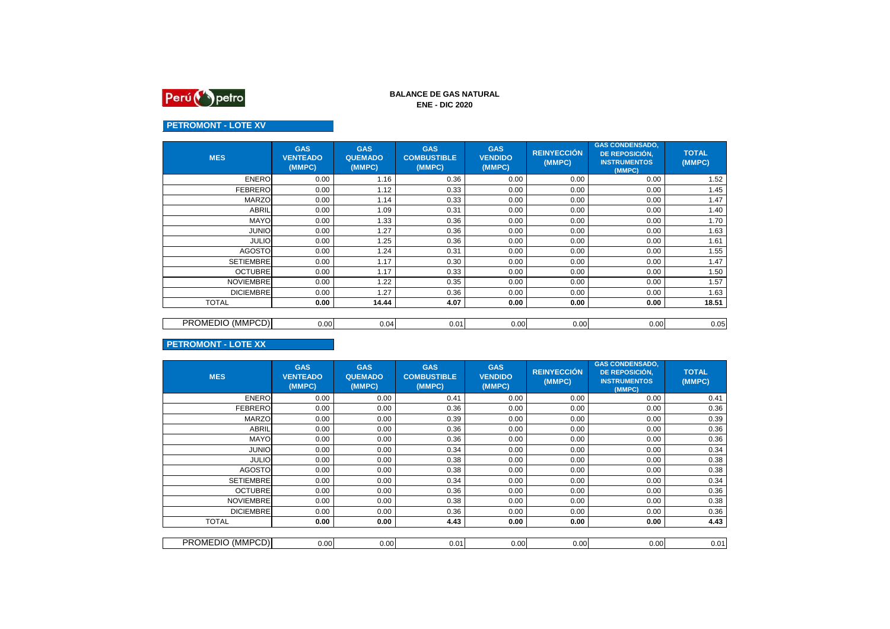Perú petro

# BALANCE DE GAS NATURAL
## ENE - DIC 2020

### PETROMONT - LOTE XV

| MES | GAS VENTEADO (MMPC) | GAS QUEMADO (MMPC) | GAS COMBUSTIBLE (MMPC) | GAS VENDIDO (MMPC) | REINYECCIÓN (MMPC) | GAS CONDENSADO, DE REPOSICIÓN, INSTRUMENTOS (MMPC) | TOTAL (MMPC) |
|---|---|---|---|---|---|---|---|
| ENERO | 0.00 | 1.16 | 0.36 | 0.00 | 0.00 | 0.00 | 1.52 |
| FEBRERO | 0.00 | 1.12 | 0.33 | 0.00 | 0.00 | 0.00 | 1.45 |
| MARZO | 0.00 | 1.14 | 0.33 | 0.00 | 0.00 | 0.00 | 1.47 |
| ABRIL | 0.00 | 1.09 | 0.31 | 0.00 | 0.00 | 0.00 | 1.40 |
| MAYO | 0.00 | 1.33 | 0.36 | 0.00 | 0.00 | 0.00 | 1.70 |
| JUNIO | 0.00 | 1.27 | 0.36 | 0.00 | 0.00 | 0.00 | 1.63 |
| JULIO | 0.00 | 1.25 | 0.36 | 0.00 | 0.00 | 0.00 | 1.61 |
| AGOSTO | 0.00 | 1.24 | 0.31 | 0.00 | 0.00 | 0.00 | 1.55 |
| SETIEMBRE | 0.00 | 1.17 | 0.30 | 0.00 | 0.00 | 0.00 | 1.47 |
| OCTUBRE | 0.00 | 1.17 | 0.33 | 0.00 | 0.00 | 0.00 | 1.50 |
| NOVIEMBRE | 0.00 | 1.22 | 0.35 | 0.00 | 0.00 | 0.00 | 1.57 |
| DICIEMBRE | 0.00 | 1.27 | 0.36 | 0.00 | 0.00 | 0.00 | 1.63 |
| TOTAL | **0.00** | **14.44** | **4.07** | **0.00** | **0.00** | **0.00** | **18.51** |
| PROMEDIO (MMPCD) | 0.00 | 0.04 | 0.01 | 0.00 | 0.00 | 0.00 | 0.05 |

### PETROMONT - LOTE XX

| MES | GAS VENTEADO (MMPC) | GAS QUEMADO (MMPC) | GAS COMBUSTIBLE (MMPC) | GAS VENDIDO (MMPC) | REINYECCIÓN (MMPC) | GAS CONDENSADO, DE REPOSICIÓN, INSTRUMENTOS (MMPC) | TOTAL (MMPC) |
|---|---|---|---|---|---|---|---|
| ENERO | 0.00 | 0.00 | 0.41 | 0.00 | 0.00 | 0.00 | 0.41 |
| FEBRERO | 0.00 | 0.00 | 0.36 | 0.00 | 0.00 | 0.00 | 0.36 |
| MARZO | 0.00 | 0.00 | 0.39 | 0.00 | 0.00 | 0.00 | 0.39 |
| ABRIL | 0.00 | 0.00 | 0.36 | 0.00 | 0.00 | 0.00 | 0.36 |
| MAYO | 0.00 | 0.00 | 0.36 | 0.00 | 0.00 | 0.00 | 0.36 |
| JUNIO | 0.00 | 0.00 | 0.34 | 0.00 | 0.00 | 0.00 | 0.34 |
| JULIO | 0.00 | 0.00 | 0.38 | 0.00 | 0.00 | 0.00 | 0.38 |
| AGOSTO | 0.00 | 0.00 | 0.38 | 0.00 | 0.00 | 0.00 | 0.38 |
| SETIEMBRE | 0.00 | 0.00 | 0.34 | 0.00 | 0.00 | 0.00 | 0.34 |
| OCTUBRE | 0.00 | 0.00 | 0.36 | 0.00 | 0.00 | 0.00 | 0.36 |
| NOVIEMBRE | 0.00 | 0.00 | 0.38 | 0.00 | 0.00 | 0.00 | 0.38 |
| DICIEMBRE | 0.00 | 0.00 | 0.36 | 0.00 | 0.00 | 0.00 | 0.36 |
| TOTAL | **0.00** | **0.00** | **4.43** | **0.00** | **0.00** | **0.00** | **4.43** |
| PROMEDIO (MMPCD) | 0.00 | 0.00 | 0.01 | 0.00 | 0.00 | 0.00 | 0.01 |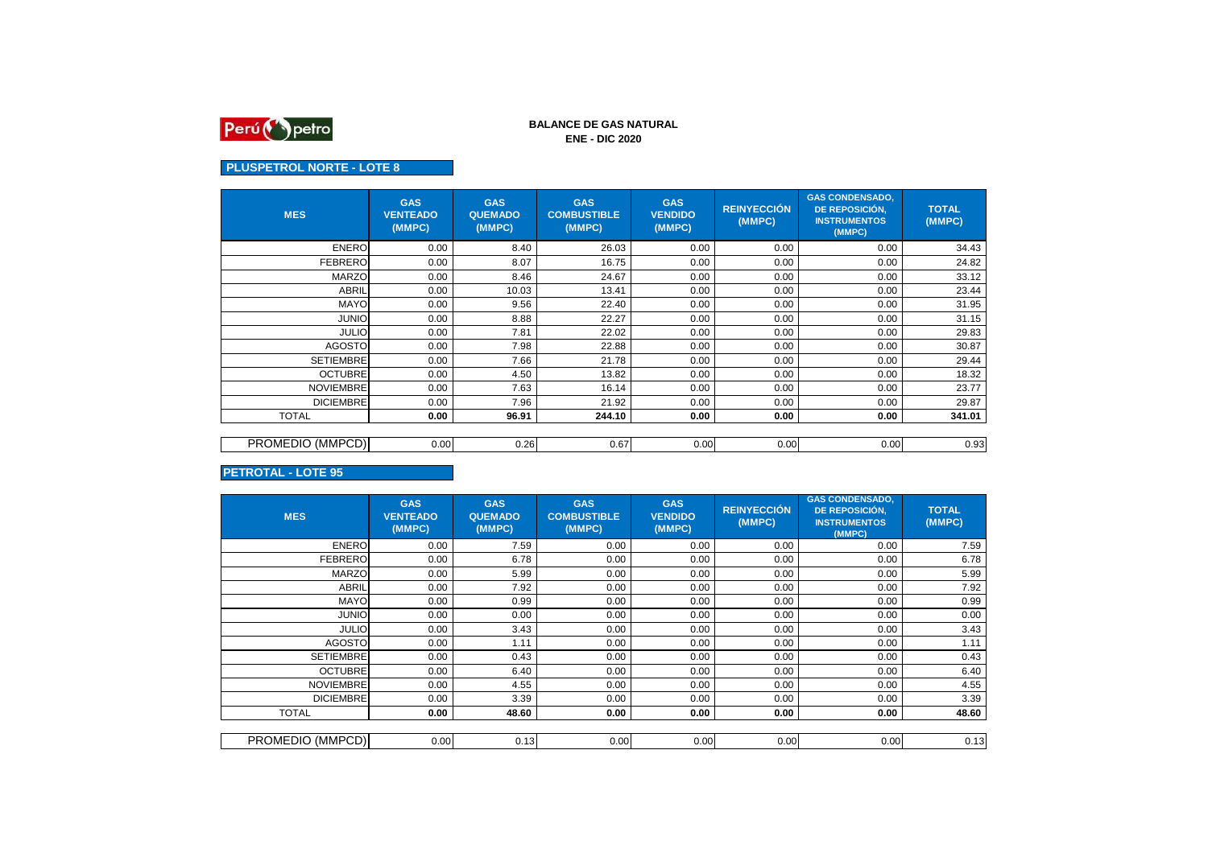Perú petro

**BALANCE DE GAS NATURAL**
**ENE - DIC 2020**

## PLUSPETROL NORTE - LOTE 8

| MES | GAS VENTEADO (MMPC) | GAS QUEMADO (MMPC) | GAS COMBUSTIBLE (MMPC) | GAS VENDIDO (MMPC) | REINYECCIÓN (MMPC) | GAS CONDENSADO, DE REPOSICIÓN, INSTRUMENTOS (MMPC) | TOTAL (MMPC) |
|---|---|---|---|---|---|---|---|
| ENERO | 0.00 | 8.40 | 26.03 | 0.00 | 0.00 | 0.00 | 34.43 |
| FEBRERO | 0.00 | 8.07 | 16.75 | 0.00 | 0.00 | 0.00 | 24.82 |
| MARZO | 0.00 | 8.46 | 24.67 | 0.00 | 0.00 | 0.00 | 33.12 |
| ABRIL | 0.00 | 10.03 | 13.41 | 0.00 | 0.00 | 0.00 | 23.44 |
| MAYO | 0.00 | 9.56 | 22.40 | 0.00 | 0.00 | 0.00 | 31.95 |
| JUNIO | 0.00 | 8.88 | 22.27 | 0.00 | 0.00 | 0.00 | 31.15 |
| JULIO | 0.00 | 7.81 | 22.02 | 0.00 | 0.00 | 0.00 | 29.83 |
| AGOSTO | 0.00 | 7.98 | 22.88 | 0.00 | 0.00 | 0.00 | 30.87 |
| SETIEMBRE | 0.00 | 7.66 | 21.78 | 0.00 | 0.00 | 0.00 | 29.44 |
| OCTUBRE | 0.00 | 4.50 | 13.82 | 0.00 | 0.00 | 0.00 | 18.32 |
| NOVIEMBRE | 0.00 | 7.63 | 16.14 | 0.00 | 0.00 | 0.00 | 23.77 |
| DICIEMBRE | 0.00 | 7.96 | 21.92 | 0.00 | 0.00 | 0.00 | 29.87 |
| TOTAL | **0.00** | **96.91** | **244.10** | **0.00** | **0.00** | **0.00** | **341.01** |
| PROMEDIO (MMPCD) | 0.00 | 0.26 | 0.67 | 0.00 | 0.00 | 0.00 | 0.93 |

## PETROTAL - LOTE 95

| MES | GAS VENTEADO (MMPC) | GAS QUEMADO (MMPC) | GAS COMBUSTIBLE (MMPC) | GAS VENDIDO (MMPC) | REINYECCIÓN (MMPC) | GAS CONDENSADO, DE REPOSICIÓN, INSTRUMENTOS (MMPC) | TOTAL (MMPC) |
|---|---|---|---|---|---|---|---|
| ENERO | 0.00 | 7.59 | 0.00 | 0.00 | 0.00 | 0.00 | 7.59 |
| FEBRERO | 0.00 | 6.78 | 0.00 | 0.00 | 0.00 | 0.00 | 6.78 |
| MARZO | 0.00 | 5.99 | 0.00 | 0.00 | 0.00 | 0.00 | 5.99 |
| ABRIL | 0.00 | 7.92 | 0.00 | 0.00 | 0.00 | 0.00 | 7.92 |
| MAYO | 0.00 | 0.99 | 0.00 | 0.00 | 0.00 | 0.00 | 0.99 |
| JUNIO | 0.00 | 0.00 | 0.00 | 0.00 | 0.00 | 0.00 | 0.00 |
| JULIO | 0.00 | 3.43 | 0.00 | 0.00 | 0.00 | 0.00 | 3.43 |
| AGOSTO | 0.00 | 1.11 | 0.00 | 0.00 | 0.00 | 0.00 | 1.11 |
| SETIEMBRE | 0.00 | 0.43 | 0.00 | 0.00 | 0.00 | 0.00 | 0.43 |
| OCTUBRE | 0.00 | 6.40 | 0.00 | 0.00 | 0.00 | 0.00 | 6.40 |
| NOVIEMBRE | 0.00 | 4.55 | 0.00 | 0.00 | 0.00 | 0.00 | 4.55 |
| DICIEMBRE | 0.00 | 3.39 | 0.00 | 0.00 | 0.00 | 0.00 | 3.39 |
| TOTAL | **0.00** | **48.60** | **0.00** | **0.00** | **0.00** | **0.00** | **48.60** |
| PROMEDIO (MMPCD) | 0.00 | 0.13 | 0.00 | 0.00 | 0.00 | 0.00 | 0.13 |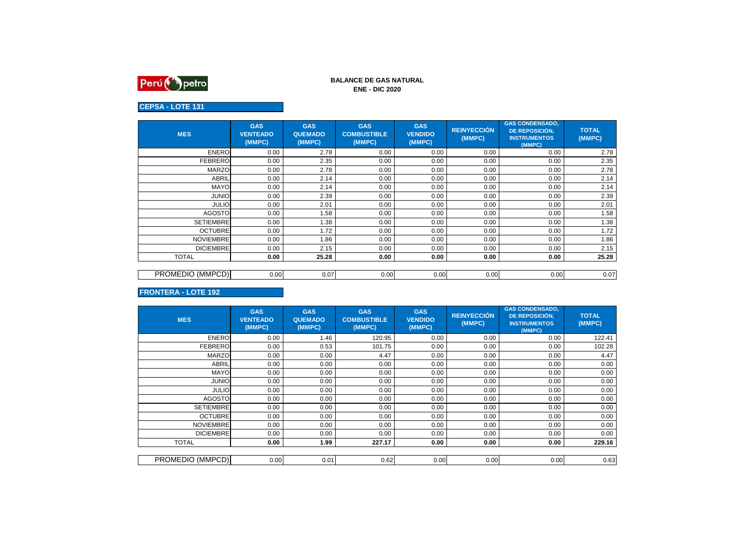## BALANCE DE GAS NATURAL
## ENE - DIC 2020

### CEPSA - LOTE 131

| MES | GAS VENTEADO (MMPC) | GAS QUEMADO (MMPC) | GAS COMBUSTIBLE (MMPC) | GAS VENDIDO (MMPC) | REINYECCIÓN (MMPC) | GAS CONDENSADO, DE REPOSICIÓN, INSTRUMENTOS (MMPC) | TOTAL (MMPC) |
|---|---|---|---|---|---|---|---|
| ENERO | 0.00 | 2.78 | 0.00 | 0.00 | 0.00 | 0.00 | 2.78 |
| FEBRERO | 0.00 | 2.35 | 0.00 | 0.00 | 0.00 | 0.00 | 2.35 |
| MARZO | 0.00 | 2.78 | 0.00 | 0.00 | 0.00 | 0.00 | 2.78 |
| ABRIL | 0.00 | 2.14 | 0.00 | 0.00 | 0.00 | 0.00 | 2.14 |
| MAYO | 0.00 | 2.14 | 0.00 | 0.00 | 0.00 | 0.00 | 2.14 |
| JUNIO | 0.00 | 2.39 | 0.00 | 0.00 | 0.00 | 0.00 | 2.39 |
| JULIO | 0.00 | 2.01 | 0.00 | 0.00 | 0.00 | 0.00 | 2.01 |
| AGOSTO | 0.00 | 1.58 | 0.00 | 0.00 | 0.00 | 0.00 | 1.58 |
| SETIEMBRE | 0.00 | 1.38 | 0.00 | 0.00 | 0.00 | 0.00 | 1.38 |
| OCTUBRE | 0.00 | 1.72 | 0.00 | 0.00 | 0.00 | 0.00 | 1.72 |
| NOVIEMBRE | 0.00 | 1.86 | 0.00 | 0.00 | 0.00 | 0.00 | 1.86 |
| DICIEMBRE | 0.00 | 2.15 | 0.00 | 0.00 | 0.00 | 0.00 | 2.15 |
| TOTAL | **0.00** | **25.28** | **0.00** | **0.00** | **0.00** | **0.00** | **25.28** |
| PROMEDIO (MMPCD) | 0.00 | 0.07 | 0.00 | 0.00 | 0.00 | 0.00 | 0.07 |

### FRONTERA - LOTE 192

| MES | GAS VENTEADO (MMPC) | GAS QUEMADO (MMPC) | GAS COMBUSTIBLE (MMPC) | GAS VENDIDO (MMPC) | REINYECCIÓN (MMPC) | GAS CONDENSADO, DE REPOSICIÓN, INSTRUMENTOS (MMPC) | TOTAL (MMPC) |
|---|---|---|---|---|---|---|---|
| ENERO | 0.00 | 1.46 | 120.95 | 0.00 | 0.00 | 0.00 | 122.41 |
| FEBRERO | 0.00 | 0.53 | 101.75 | 0.00 | 0.00 | 0.00 | 102.28 |
| MARZO | 0.00 | 0.00 | 4.47 | 0.00 | 0.00 | 0.00 | 4.47 |
| ABRIL | 0.00 | 0.00 | 0.00 | 0.00 | 0.00 | 0.00 | 0.00 |
| MAYO | 0.00 | 0.00 | 0.00 | 0.00 | 0.00 | 0.00 | 0.00 |
| JUNIO | 0.00 | 0.00 | 0.00 | 0.00 | 0.00 | 0.00 | 0.00 |
| JULIO | 0.00 | 0.00 | 0.00 | 0.00 | 0.00 | 0.00 | 0.00 |
| AGOSTO | 0.00 | 0.00 | 0.00 | 0.00 | 0.00 | 0.00 | 0.00 |
| SETIEMBRE | 0.00 | 0.00 | 0.00 | 0.00 | 0.00 | 0.00 | 0.00 |
| OCTUBRE | 0.00 | 0.00 | 0.00 | 0.00 | 0.00 | 0.00 | 0.00 |
| NOVIEMBRE | 0.00 | 0.00 | 0.00 | 0.00 | 0.00 | 0.00 | 0.00 |
| DICIEMBRE | 0.00 | 0.00 | 0.00 | 0.00 | 0.00 | 0.00 | 0.00 |
| TOTAL | **0.00** | **1.99** | **227.17** | **0.00** | **0.00** | **0.00** | **229.16** |
| PROMEDIO (MMPCD) | 0.00 | 0.01 | 0.62 | 0.00 | 0.00 | 0.00 | 0.63 |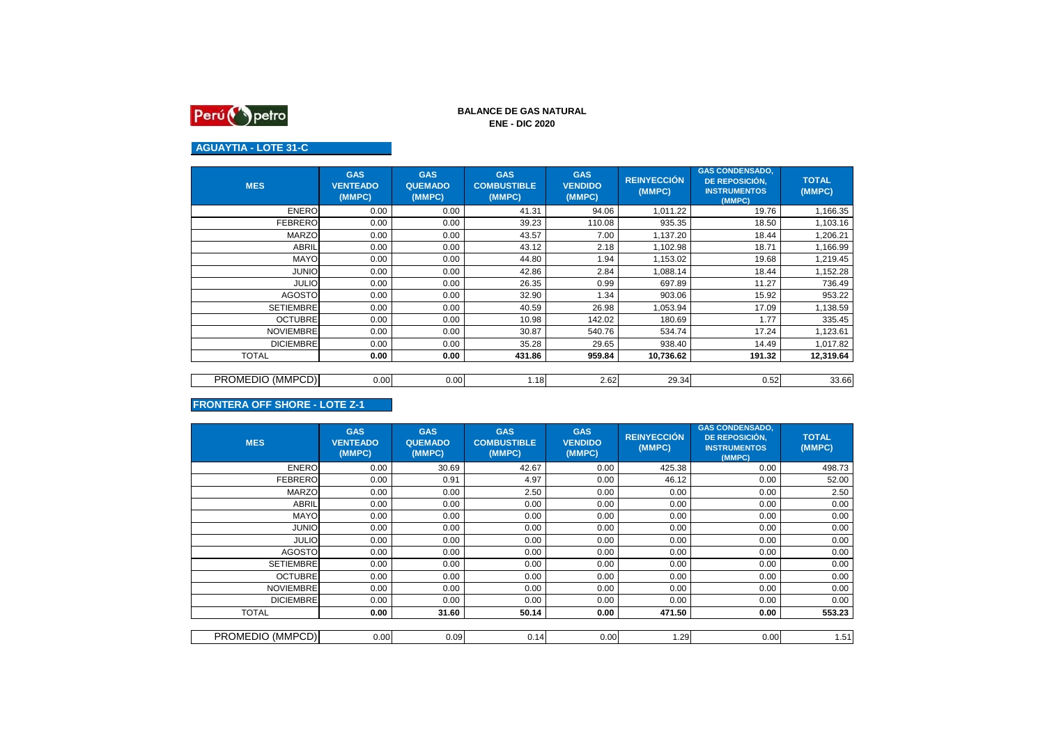Perú petro

**BALANCE DE GAS NATURAL**
**ENE - DIC 2020**

## AGUAYTIA - LOTE 31-C

| MES | GAS VENTEADO (MMPC) | GAS QUEMADO (MMPC) | GAS COMBUSTIBLE (MMPC) | GAS VENDIDO (MMPC) | REINYECCIÓN (MMPC) | GAS CONDENSADO, DE REPOSICIÓN, INSTRUMENTOS (MMPC) | TOTAL (MMPC) |
|---|---|---|---|---|---|---|---|
| ENERO | 0.00 | 0.00 | 41.31 | 94.06 | 1,011.22 | 19.76 | 1,166.35 |
| FEBRERO | 0.00 | 0.00 | 39.23 | 110.08 | 935.35 | 18.50 | 1,103.16 |
| MARZO | 0.00 | 0.00 | 43.57 | 7.00 | 1,137.20 | 18.44 | 1,206.21 |
| ABRIL | 0.00 | 0.00 | 43.12 | 2.18 | 1,102.98 | 18.71 | 1,166.99 |
| MAYO | 0.00 | 0.00 | 44.80 | 1.94 | 1,153.02 | 19.68 | 1,219.45 |
| JUNIO | 0.00 | 0.00 | 42.86 | 2.84 | 1,088.14 | 18.44 | 1,152.28 |
| JULIO | 0.00 | 0.00 | 26.35 | 0.99 | 697.89 | 11.27 | 736.49 |
| AGOSTO | 0.00 | 0.00 | 32.90 | 1.34 | 903.06 | 15.92 | 953.22 |
| SETIEMBRE | 0.00 | 0.00 | 40.59 | 26.98 | 1,053.94 | 17.09 | 1,138.59 |
| OCTUBRE | 0.00 | 0.00 | 10.98 | 142.02 | 180.69 | 1.77 | 335.45 |
| NOVIEMBRE | 0.00 | 0.00 | 30.87 | 540.76 | 534.74 | 17.24 | 1,123.61 |
| DICIEMBRE | 0.00 | 0.00 | 35.28 | 29.65 | 938.40 | 14.49 | 1,017.82 |
| TOTAL | **0.00** | **0.00** | **431.86** | **959.84** | **10,736.62** | **191.32** | **12,319.64** |
| PROMEDIO (MMPCD) | 0.00 | 0.00 | 1.18 | 2.62 | 29.34 | 0.52 | 33.66 |

## FRONTERA OFF SHORE - LOTE Z-1

| MES | GAS VENTEADO (MMPC) | GAS QUEMADO (MMPC) | GAS COMBUSTIBLE (MMPC) | GAS VENDIDO (MMPC) | REINYECCIÓN (MMPC) | GAS CONDENSADO, DE REPOSICIÓN, INSTRUMENTOS (MMPC) | TOTAL (MMPC) |
|---|---|---|---|---|---|---|---|
| ENERO | 0.00 | 30.69 | 42.67 | 0.00 | 425.38 | 0.00 | 498.73 |
| FEBRERO | 0.00 | 0.91 | 4.97 | 0.00 | 46.12 | 0.00 | 52.00 |
| MARZO | 0.00 | 0.00 | 2.50 | 0.00 | 0.00 | 0.00 | 2.50 |
| ABRIL | 0.00 | 0.00 | 0.00 | 0.00 | 0.00 | 0.00 | 0.00 |
| MAYO | 0.00 | 0.00 | 0.00 | 0.00 | 0.00 | 0.00 | 0.00 |
| JUNIO | 0.00 | 0.00 | 0.00 | 0.00 | 0.00 | 0.00 | 0.00 |
| JULIO | 0.00 | 0.00 | 0.00 | 0.00 | 0.00 | 0.00 | 0.00 |
| AGOSTO | 0.00 | 0.00 | 0.00 | 0.00 | 0.00 | 0.00 | 0.00 |
| SETIEMBRE | 0.00 | 0.00 | 0.00 | 0.00 | 0.00 | 0.00 | 0.00 |
| OCTUBRE | 0.00 | 0.00 | 0.00 | 0.00 | 0.00 | 0.00 | 0.00 |
| NOVIEMBRE | 0.00 | 0.00 | 0.00 | 0.00 | 0.00 | 0.00 | 0.00 |
| DICIEMBRE | 0.00 | 0.00 | 0.00 | 0.00 | 0.00 | 0.00 | 0.00 |
| TOTAL | **0.00** | **31.60** | **50.14** | **0.00** | **471.50** | **0.00** | **553.23** |
| PROMEDIO (MMPCD) | 0.00 | 0.09 | 0.14 | 0.00 | 1.29 | 0.00 | 1.51 |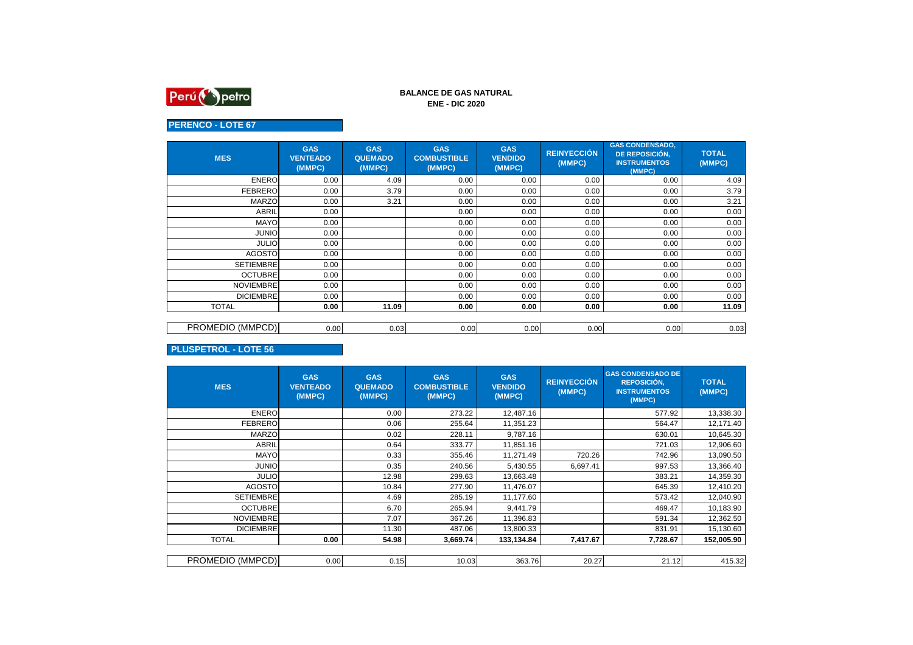Perú petro

# BALANCE DE GAS NATURAL
## ENE - DIC 2020

### PERENCO - LOTE 67

| MES | GAS VENTEADO (MMPC) | GAS QUEMADO (MMPC) | GAS COMBUSTIBLE (MMPC) | GAS VENDIDO (MMPC) | REINYECCIÓN (MMPC) | GAS CONDENSADO, DE REPOSICIÓN, INSTRUMENTOS (MMPC) | TOTAL (MMPC) |
|---|---|---|---|---|---|---|---|
| ENERO | 0.00 | 4.09 | 0.00 | 0.00 | 0.00 | 0.00 | 4.09 |
| FEBRERO | 0.00 | 3.79 | 0.00 | 0.00 | 0.00 | 0.00 | 3.79 |
| MARZO | 0.00 | 3.21 | 0.00 | 0.00 | 0.00 | 0.00 | 3.21 |
| ABRIL | 0.00 | | 0.00 | 0.00 | 0.00 | 0.00 | 0.00 |
| MAYO | 0.00 | | 0.00 | 0.00 | 0.00 | 0.00 | 0.00 |
| JUNIO | 0.00 | | 0.00 | 0.00 | 0.00 | 0.00 | 0.00 |
| JULIO | 0.00 | | 0.00 | 0.00 | 0.00 | 0.00 | 0.00 |
| AGOSTO | 0.00 | | 0.00 | 0.00 | 0.00 | 0.00 | 0.00 |
| SETIEMBRE | 0.00 | | 0.00 | 0.00 | 0.00 | 0.00 | 0.00 |
| OCTUBRE | 0.00 | | 0.00 | 0.00 | 0.00 | 0.00 | 0.00 |
| NOVIEMBRE | 0.00 | | 0.00 | 0.00 | 0.00 | 0.00 | 0.00 |
| DICIEMBRE | 0.00 | | 0.00 | 0.00 | 0.00 | 0.00 | 0.00 |
| TOTAL | **0.00** | **11.09** | **0.00** | **0.00** | **0.00** | **0.00** | **11.09** |
| PROMEDIO (MMPCD) | 0.00 | 0.03 | 0.00 | 0.00 | 0.00 | 0.00 | 0.03 |

### PLUSPETROL - LOTE 56

| MES | GAS VENTEADO (MMPC) | GAS QUEMADO (MMPC) | GAS COMBUSTIBLE (MMPC) | GAS VENDIDO (MMPC) | REINYECCIÓN (MMPC) | GAS CONDENSADO DE REPOSICIÓN, INSTRUMENTOS (MMPC) | TOTAL (MMPC) |
|---|---|---|---|---|---|---|---|
| ENERO | | 0.00 | 273.22 | 12,487.16 | | 577.92 | 13,338.30 |
| FEBRERO | | 0.06 | 255.64 | 11,351.23 | | 564.47 | 12,171.40 |
| MARZO | | 0.02 | 228.11 | 9,787.16 | | 630.01 | 10,645.30 |
| ABRIL | | 0.64 | 333.77 | 11,851.16 | | 721.03 | 12,906.60 |
| MAYO | | 0.33 | 355.46 | 11,271.49 | 720.26 | 742.96 | 13,090.50 |
| JUNIO | | 0.35 | 240.56 | 5,430.55 | 6,697.41 | 997.53 | 13,366.40 |
| JULIO | | 12.98 | 299.63 | 13,663.48 | | 383.21 | 14,359.30 |
| AGOSTO | | 10.84 | 277.90 | 11,476.07 | | 645.39 | 12,410.20 |
| SETIEMBRE | | 4.69 | 285.19 | 11,177.60 | | 573.42 | 12,040.90 |
| OCTUBRE | | 6.70 | 265.94 | 9,441.79 | | 469.47 | 10,183.90 |
| NOVIEMBRE | | 7.07 | 367.26 | 11,396.83 | | 591.34 | 12,362.50 |
| DICIEMBRE | | 11.30 | 487.06 | 13,800.33 | | 831.91 | 15,130.60 |
| TOTAL | **0.00** | **54.98** | **3,669.74** | **133,134.84** | **7,417.67** | **7,728.67** | **152,005.90** |
| PROMEDIO (MMPCD) | 0.00 | 0.15 | 10.03 | 363.76 | 20.27 | 21.12 | 415.32 |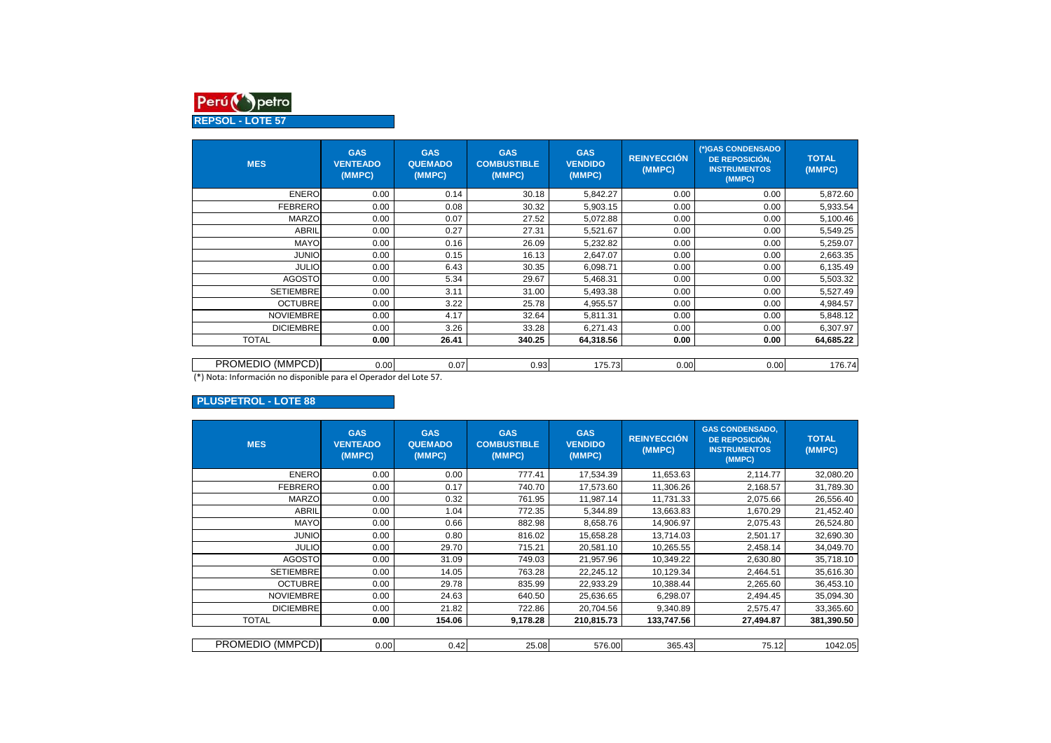Perú petro

## REPSOL - LOTE 57

| MES | GAS VENTEADO (MMPC) | GAS QUEMADO (MMPC) | GAS COMBUSTIBLE (MMPC) | GAS VENDIDO (MMPC) | REINYECCIÓN (MMPC) | (*)GAS CONDENSADO DE REPOSICIÓN, INSTRUMENTOS (MMPC) | TOTAL (MMPC) |
|---|---|---|---|---|---|---|---|
| ENERO | 0.00 | 0.14 | 30.18 | 5,842.27 | 0.00 | 0.00 | 5,872.60 |
| FEBRERO | 0.00 | 0.08 | 30.32 | 5,903.15 | 0.00 | 0.00 | 5,933.54 |
| MARZO | 0.00 | 0.07 | 27.52 | 5,072.88 | 0.00 | 0.00 | 5,100.46 |
| ABRIL | 0.00 | 0.27 | 27.31 | 5,521.67 | 0.00 | 0.00 | 5,549.25 |
| MAYO | 0.00 | 0.16 | 26.09 | 5,232.82 | 0.00 | 0.00 | 5,259.07 |
| JUNIO | 0.00 | 0.15 | 16.13 | 2,647.07 | 0.00 | 0.00 | 2,663.35 |
| JULIO | 0.00 | 6.43 | 30.35 | 6,098.71 | 0.00 | 0.00 | 6,135.49 |
| AGOSTO | 0.00 | 5.34 | 29.67 | 5,468.31 | 0.00 | 0.00 | 5,503.32 |
| SETIEMBRE | 0.00 | 3.11 | 31.00 | 5,493.38 | 0.00 | 0.00 | 5,527.49 |
| OCTUBRE | 0.00 | 3.22 | 25.78 | 4,955.57 | 0.00 | 0.00 | 4,984.57 |
| NOVIEMBRE | 0.00 | 4.17 | 32.64 | 5,811.31 | 0.00 | 0.00 | 5,848.12 |
| DICIEMBRE | 0.00 | 3.26 | 33.28 | 6,271.43 | 0.00 | 0.00 | 6,307.97 |
| TOTAL | **0.00** | **26.41** | **340.25** | **64,318.56** | **0.00** | **0.00** | **64,685.22** |
| PROMEDIO (MMPCD) | 0.00 | 0.07 | 0.93 | 175.73 | 0.00 | 0.00 | 176.74 |

(*) Nota: Información no disponible para el Operador del Lote 57.

## PLUSPETROL - LOTE 88

| MES | GAS VENTEADO (MMPC) | GAS QUEMADO (MMPC) | GAS COMBUSTIBLE (MMPC) | GAS VENDIDO (MMPC) | REINYECCIÓN (MMPC) | GAS CONDENSADO, DE REPOSICIÓN, INSTRUMENTOS (MMPC) | TOTAL (MMPC) |
|---|---|---|---|---|---|---|---|
| ENERO | 0.00 | 0.00 | 777.41 | 17,534.39 | 11,653.63 | 2,114.77 | 32,080.20 |
| FEBRERO | 0.00 | 0.17 | 740.70 | 17,573.60 | 11,306.26 | 2,168.57 | 31,789.30 |
| MARZO | 0.00 | 0.32 | 761.95 | 11,987.14 | 11,731.33 | 2,075.66 | 26,556.40 |
| ABRIL | 0.00 | 1.04 | 772.35 | 5,344.89 | 13,663.83 | 1,670.29 | 21,452.40 |
| MAYO | 0.00 | 0.66 | 882.98 | 8,658.76 | 14,906.97 | 2,075.43 | 26,524.80 |
| JUNIO | 0.00 | 0.80 | 816.02 | 15,658.28 | 13,714.03 | 2,501.17 | 32,690.30 |
| JULIO | 0.00 | 29.70 | 715.21 | 20,581.10 | 10,265.55 | 2,458.14 | 34,049.70 |
| AGOSTO | 0.00 | 31.09 | 749.03 | 21,957.96 | 10,349.22 | 2,630.80 | 35,718.10 |
| SETIEMBRE | 0.00 | 14.05 | 763.28 | 22,245.12 | 10,129.34 | 2,464.51 | 35,616.30 |
| OCTUBRE | 0.00 | 29.78 | 835.99 | 22,933.29 | 10,388.44 | 2,265.60 | 36,453.10 |
| NOVIEMBRE | 0.00 | 24.63 | 640.50 | 25,636.65 | 6,298.07 | 2,494.45 | 35,094.30 |
| DICIEMBRE | 0.00 | 21.82 | 722.86 | 20,704.56 | 9,340.89 | 2,575.47 | 33,365.60 |
| TOTAL | **0.00** | **154.06** | **9,178.28** | **210,815.73** | **133,747.56** | **27,494.87** | **381,390.50** |
| PROMEDIO (MMPCD) | 0.00 | 0.42 | 25.08 | 576.00 | 365.43 | 75.12 | 1042.05 |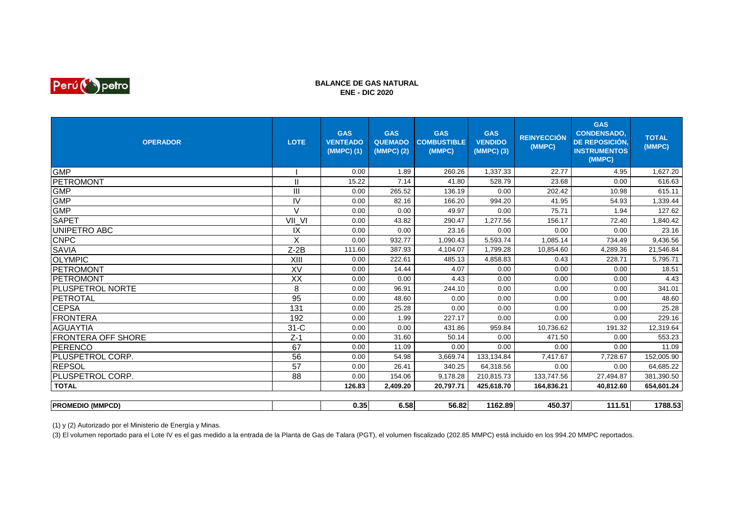**BALANCE DE GAS NATURAL**
**ENE - DIC 2020**

| OPERADOR | LOTE | GAS VENTEADO (MMPC) (1) | GAS QUEMADO (MMPC) (2) | GAS COMBUSTIBLE (MMPC) | GAS VENDIDO (MMPC) (3) | REINYECCIÓN (MMPC) | GAS CONDENSADO, DE REPOSICIÓN, INSTRUMENTOS (MMPC) | TOTAL (MMPC) |
|---|---|---|---|---|---|---|---|---|
| GMP | I | 0.00 | 1.89 | 260.26 | 1,337.33 | 22.77 | 4.95 | 1,627.20 |
| PETROMONT | II | 15.22 | 7.14 | 41.80 | 528.79 | 23.68 | 0.00 | 616.63 |
| GMP | III | 0.00 | 265.52 | 136.19 | 0.00 | 202.42 | 10.98 | 615.11 |
| GMP | IV | 0.00 | 82.16 | 166.20 | 994.20 | 41.95 | 54.93 | 1,339.44 |
| GMP | V | 0.00 | 0.00 | 49.97 | 0.00 | 75.71 | 1.94 | 127.62 |
| SAPET | VII_VI | 0.00 | 43.82 | 290.47 | 1,277.56 | 156.17 | 72.40 | 1,840.42 |
| UNIPETRO ABC | IX | 0.00 | 0.00 | 23.16 | 0.00 | 0.00 | 0.00 | 23.16 |
| CNPC | X | 0.00 | 932.77 | 1,090.43 | 5,593.74 | 1,085.14 | 734.49 | 9,436.56 |
| SAVIA | Z-2B | 111.60 | 387.93 | 4,104.07 | 1,799.28 | 10,854.60 | 4,289.36 | 21,546.84 |
| OLYMPIC | XIII | 0.00 | 222.61 | 485.13 | 4,858.83 | 0.43 | 228.71 | 5,795.71 |
| PETROMONT | XV | 0.00 | 14.44 | 4.07 | 0.00 | 0.00 | 0.00 | 18.51 |
| PETROMONT | XX | 0.00 | 0.00 | 4.43 | 0.00 | 0.00 | 0.00 | 4.43 |
| PLUSPETROL NORTE | 8 | 0.00 | 96.91 | 244.10 | 0.00 | 0.00 | 0.00 | 341.01 |
| PETROTAL | 95 | 0.00 | 48.60 | 0.00 | 0.00 | 0.00 | 0.00 | 48.60 |
| CEPSA | 131 | 0.00 | 25.28 | 0.00 | 0.00 | 0.00 | 0.00 | 25.28 |
| FRONTERA | 192 | 0.00 | 1.99 | 227.17 | 0.00 | 0.00 | 0.00 | 229.16 |
| AGUAYTIA | 31-C | 0.00 | 0.00 | 431.86 | 959.84 | 10,736.62 | 191.32 | 12,319.64 |
| FRONTERA OFF SHORE | Z-1 | 0.00 | 31.60 | 50.14 | 0.00 | 471.50 | 0.00 | 553.23 |
| PERENCO | 67 | 0.00 | 11.09 | 0.00 | 0.00 | 0.00 | 0.00 | 11.09 |
| PLUSPETROL CORP. | 56 | 0.00 | 54.98 | 3,669.74 | 133,134.84 | 7,417.67 | 7,728.67 | 152,005.90 |
| REPSOL | 57 | 0.00 | 26.41 | 340.25 | 64,318.56 | 0.00 | 0.00 | 64,685.22 |
| PLUSPETROL CORP. | 88 | 0.00 | 154.06 | 9,178.28 | 210,815.73 | 133,747.56 | 27,494.87 | 381,390.50 |
| **TOTAL** | | **126.83** | **2,409.20** | **20,797.71** | **425,618.70** | **164,836.21** | **40,812.60** | **654,601.24** |
| **PROMEDIO (MMPCD)** | | **0.35** | **6.58** | **56.82** | **1162.89** | **450.37** | **111.51** | **1788.53** |

(1) y (2) Autorizado por el Ministerio de Energía y Minas.

(3) El volumen reportado para el Lote IV es el gas medido a la entrada de la Planta de Gas de Talara (PGT), el volumen fiscalizado (202.85 MMPC) está incluido en los 994.20 MMPC reportados.